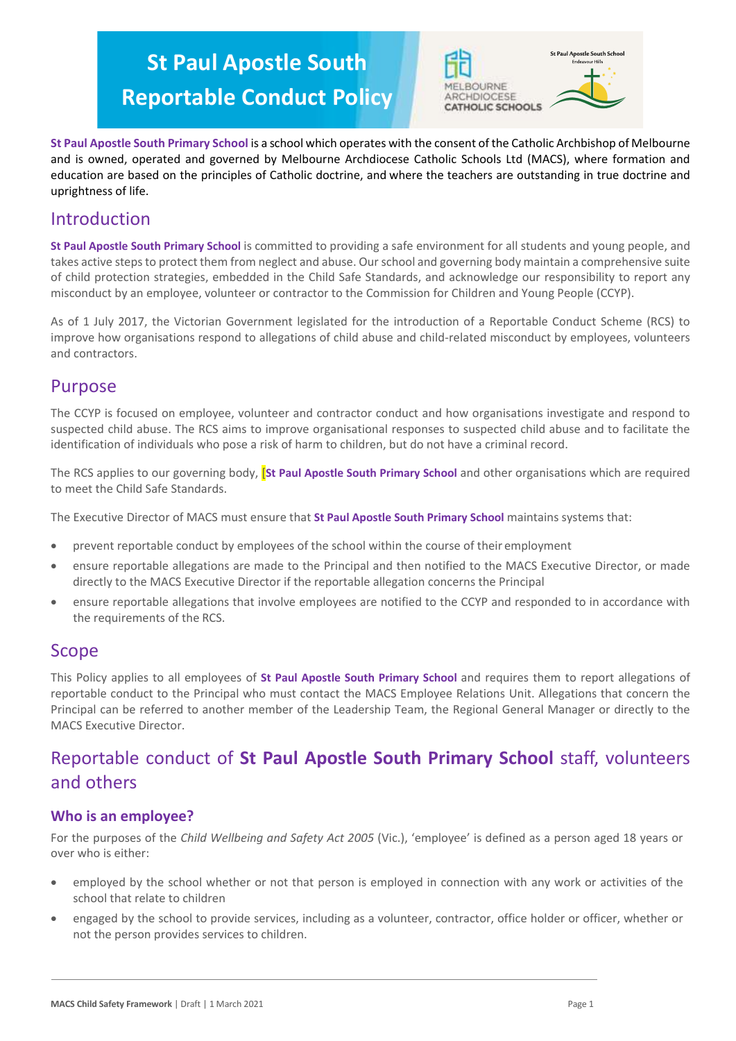# St Paul Apostle South Reportable Conduct Policy

**St Paul Apostle South Primary School** is a school which operates with the consent of the Catholic Archbishop of Melbourne and is owned, operated and governed by Melbourne Archdiocese Catholic Schools Ltd (MACS), where formation and education are based on the principles of Catholic doctrine, and where the teachers are outstanding in true doctrine and uprightness of life.

## Introduction

**St Paul Apostle South Primary School** is committed to providing a safe environment for all students and young people, and takes active steps to protect them from neglect and abuse. Our school and governing body maintain a comprehensive suite of child protection strategies, embedded in the Child Safe Standards, and acknowledge our responsibility to report any misconduct by an employee, volunteer or contractor to the Commission for Children and Young People (CCYP).

As of 1 July 2017, the Victorian Government legislated for the introduction of a Reportable Conduct Scheme (RCS) to improve how organisations respond to allegations of child abuse and child-related misconduct by employees, volunteers and contractors.

## Purpose

The CCYP is focused on employee, volunteer and contractor conduct and how organisations investigate and respond to suspected child abuse. The RCS aims to improve organisational responses to suspected child abuse and to facilitate the identification of individuals who pose a risk of harm to children, but do not have a criminal record.

The RCS applies to our governing body, [**St Paul Apostle South Primary School** and other organisations which are required to meet the Child Safe Standards.

The Executive Director of MACS must ensure that **St Paul Apostle South Primary School** maintains systems that:

- prevent reportable conduct by employees of the school within the course of their employment
- ensure reportable allegations are made to the Principal and then notified to the MACS Executive Director, or made directly to the MACS Executive Director if the reportable allegation concerns the Principal
- ensure reportable allegations that involve employees are notified to the CCYP and responded to in accordance with the requirements of the RCS.

## Scope

This Policy applies to all employees of **St Paul Apostle South Primary School** and requires them to report allegations of reportable conduct to the Principal who must contact the MACS Employee Relations Unit. Allegations that concern the Principal can be referred to another member of the Leadership Team, the Regional General Manager or directly to the MACS Executive Director.

## Reportable conduct of **St Paul Apostle South Primary School** staff, volunteers and others

### Who is an employee?

For the purposes of the *Child Wellbeing and Safety Act 2005* (Vic.), 'employee' is defined as a person aged 18 years or over who is either:

- employed by the school whether or not that person is employed in connection with any work or activities of the school that relate to children
- engaged by the school to provide services, including as a volunteer, contractor, office holder or officer, whether or not the person provides services to children.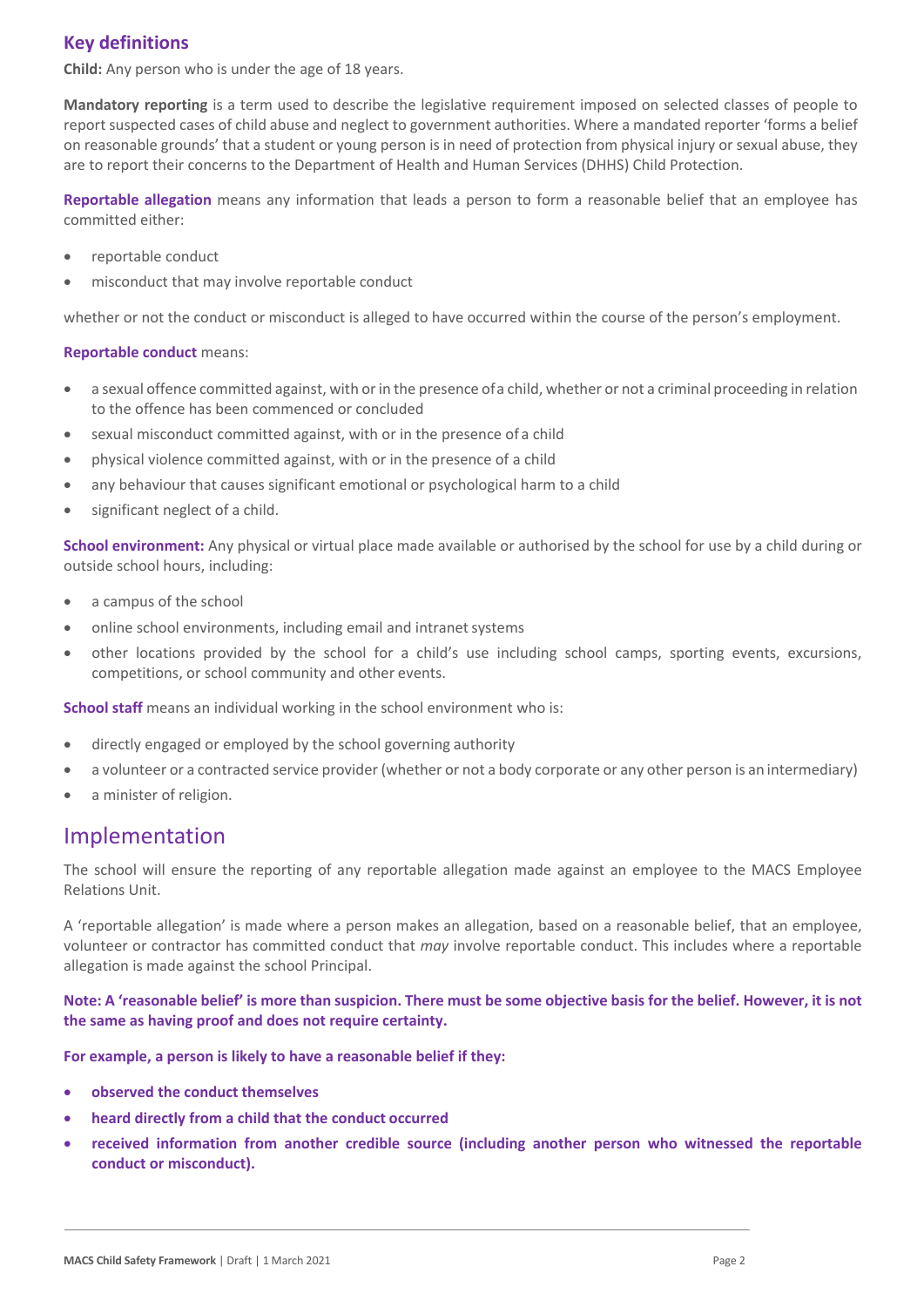## Key definitions

**Child:** Any person who is under the age of 18 years.

**Mandatory reporting** is a term used to describe the legislative requirement imposed on selected classes of people to report suspected cases of child abuse and neglect to government authorities. Where a mandated reporter 'forms a belief on reasonable grounds' that a student or young person is in need of protection from physical injury or sexual abuse, they are to report their concerns to the Department of Health and Human Services (DHHS) Child Protection.

**Reportable allegation** means any information that leads a person to form a reasonable belief that an employee has committed either:

- reportable conduct
- misconduct that may involve reportable conduct

whether or not the conduct or misconduct is alleged to have occurred within the course of the person's employment.

**Reportable conduct** means:

- a sexual offence committed against, with or in the presence of a child, whether or not a criminal proceeding in relation to the offence has been commenced or concluded
- sexual misconduct committed against, with or in the presence of a child
- physical violence committed against, with or in the presence of a child
- any behaviour that causes significant emotional or psychological harm to a child
- significant neglect of a child.

**School environment:** Any physical or virtual place made available or authorised by the school for use by a child during or outside school hours, including:

- a campus of the school
- online school environments, including email and intranet systems
- other locations provided by the school for a child's use including school camps, sporting events, excursions, competitions, or school community and other events.

**School staff** means an individual working in the school environment who is:

- directly engaged or employed by the school governing authority
- a volunteer or a contracted service provider (whether or not a body corporate or any other person is an intermediary)
- a minister of religion.

# Implementation

The school will ensure the reporting of any reportable allegation made against an employee to the MACS Employee Relations Unit.

A 'reportable allegation' is made where a person makes an allegation, based on a reasonable belief, that an employee, volunteer or contractor has committed conduct that *may* involve reportable conduct. This includes where a reportable allegation is made against the school Principal.

**Note: A 'reasonable belief' is more than suspicion. There must be some objective basis for the belief. However, it is not the same as having proof and does not require certainty.**

**For example, a person is likely to have a reasonable belief if they:**

- **observed the conduct themselves**
- **heard directly from a child that the conduct occurred**
- **received information from another credible source (including another person who witnessed the reportable conduct or misconduct).**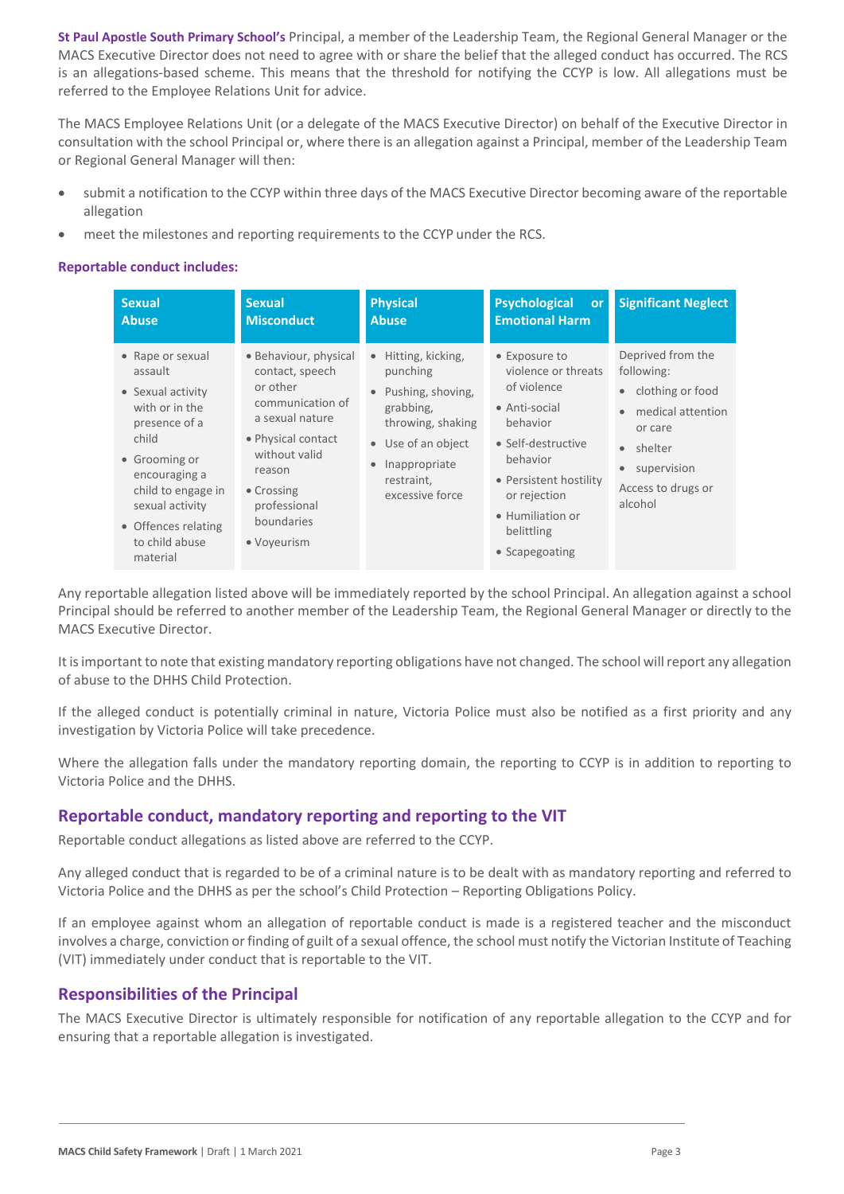**St Paul Apostle South Primary School's** Principal, a member of the Leadership Team, the Regional General Manager or the MACS Executive Director does not need to agree with or share the belief that the alleged conduct has occurred. The RCS is an allegations-based scheme. This means that the threshold for notifying the CCYP is low. All allegations must be referred to the Employee Relations Unit for advice.

The MACS Employee Relations Unit (or a delegate of the MACS Executive Director) on behalf of the Executive Director in consultation with the school Principal or, where there is an allegation against a Principal, member of the Leadership Team or Regional General Manager will then:

- submit a notification to the CCYP within three days of the MACS Executive Director becoming aware of the reportable allegation
- meet the milestones and reporting requirements to the CCYP under the RCS.

**Reportable conduct includes:**

| Sexual Abuse | Sexual Misconduct | Physical Abuse | Psychological or Emotional Harm | Significant Neglect |
|---|---|---|---|---|
| • Rape or sexual assault<br>• Sexual activity with or in the presence of a child<br>• Grooming or encouraging a child to engage in sexual activity<br>• Offences relating to child abuse material | • Behaviour, physical contact, speech or other communication of a sexual nature<br>• Physical contact without valid reason<br>• Crossing professional boundaries<br>• Voyeurism | • Hitting, kicking, punching<br>• Pushing, shoving, grabbing, throwing, shaking<br>• Use of an object<br>• Inappropriate restraint, excessive force | • Exposure to violence or threats of violence<br>• Anti-social behavior<br>• Self-destructive behavior<br>• Persistent hostility or rejection<br>• Humiliation or belittling<br>• Scapegoating | Deprived from the following:<br>• clothing or food<br>• medical attention or care<br>• shelter<br>• supervision<br>Access to drugs or alcohol |

Any reportable allegation listed above will be immediately reported by the school Principal. An allegation against a school Principal should be referred to another member of the Leadership Team, the Regional General Manager or directly to the MACS Executive Director.

It is important to note that existing mandatory reporting obligations have not changed. The school will report any allegation of abuse to the DHHS Child Protection.

If the alleged conduct is potentially criminal in nature, Victoria Police must also be notified as a first priority and any investigation by Victoria Police will take precedence.

Where the allegation falls under the mandatory reporting domain, the reporting to CCYP is in addition to reporting to Victoria Police and the DHHS.

## Reportable conduct, mandatory reporting and reporting to the VIT

Reportable conduct allegations as listed above are referred to the CCYP.

Any alleged conduct that is regarded to be of a criminal nature is to be dealt with as mandatory reporting and referred to Victoria Police and the DHHS as per the school's Child Protection – Reporting Obligations Policy.

If an employee against whom an allegation of reportable conduct is made is a registered teacher and the misconduct involves a charge, conviction or finding of guilt of a sexual offence, the school must notify the Victorian Institute of Teaching (VIT) immediately under conduct that is reportable to the VIT.

## Responsibilities of the Principal

The MACS Executive Director is ultimately responsible for notification of any reportable allegation to the CCYP and for ensuring that a reportable allegation is investigated.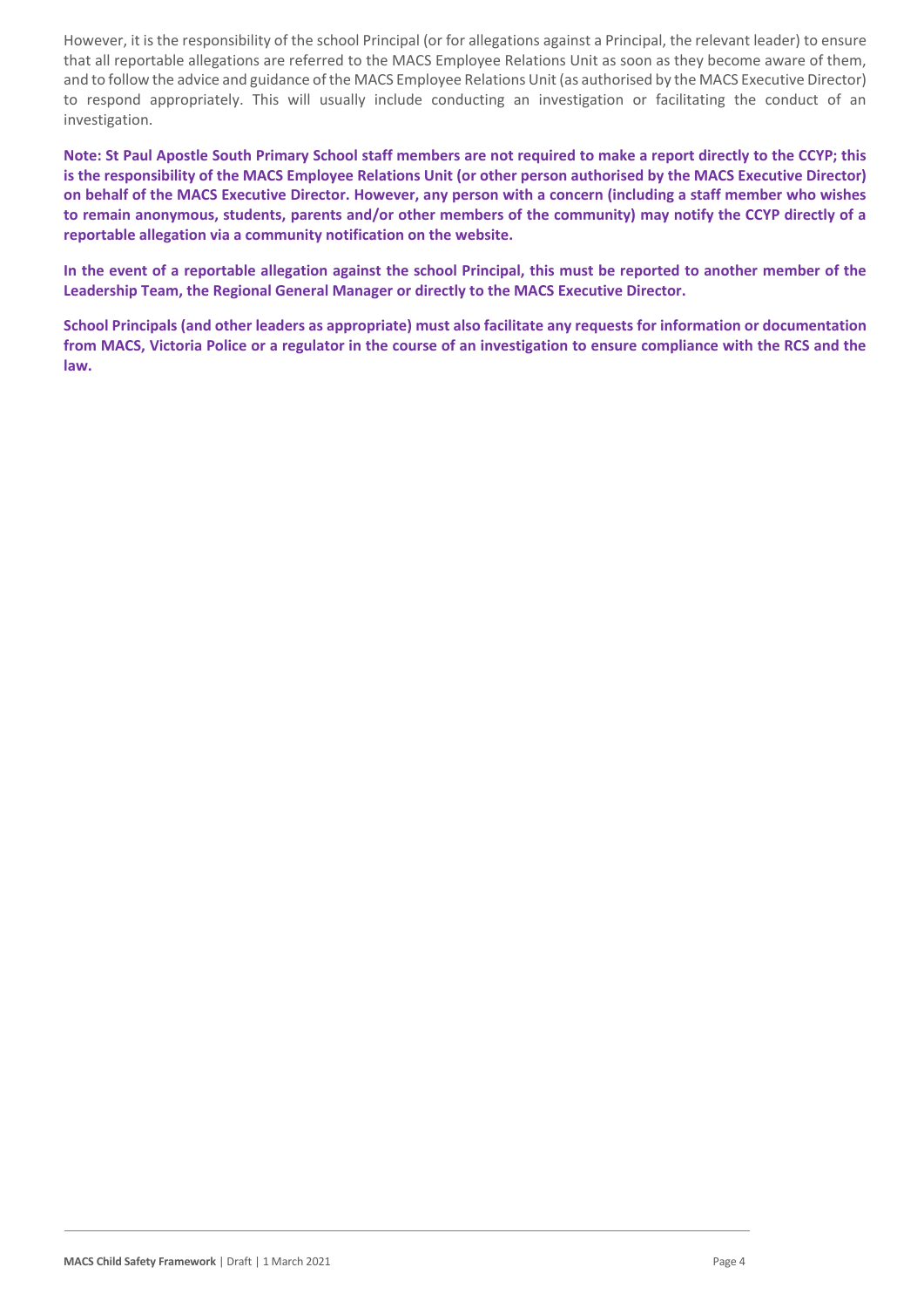However, it is the responsibility of the school Principal (or for allegations against a Principal, the relevant leader) to ensure that all reportable allegations are referred to the MACS Employee Relations Unit as soon as they become aware of them, and to follow the advice and guidance of the MACS Employee Relations Unit (as authorised by the MACS Executive Director) to respond appropriately. This will usually include conducting an investigation or facilitating the conduct of an investigation.

**Note: St Paul Apostle South Primary School staff members are not required to make a report directly to the CCYP; this is the responsibility of the MACS Employee Relations Unit (or other person authorised by the MACS Executive Director) on behalf of the MACS Executive Director. However, any person with a concern (including a staff member who wishes to remain anonymous, students, parents and/or other members of the community) may notify the CCYP directly of a reportable allegation via a community notification on the website.**

**In the event of a reportable allegation against the school Principal, this must be reported to another member of the Leadership Team, the Regional General Manager or directly to the MACS Executive Director.**

**School Principals (and other leaders as appropriate) must also facilitate any requests for information or documentation from MACS, Victoria Police or a regulator in the course of an investigation to ensure compliance with the RCS and the law.**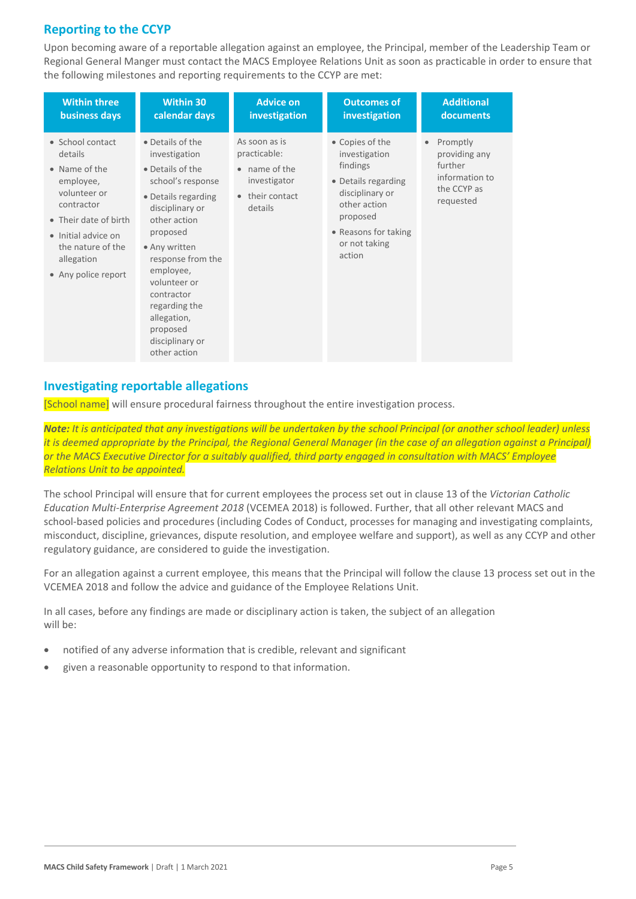## Reporting to the CCYP

Upon becoming aware of a reportable allegation against an employee, the Principal, member of the Leadership Team or Regional General Manger must contact the MACS Employee Relations Unit as soon as practicable in order to ensure that the following milestones and reporting requirements to the CCYP are met:

| Within three business days | Within 30 calendar days | Advice on investigation | Outcomes of investigation | Additional documents |
|---|---|---|---|---|
| • School contact details<br>• Name of the employee, volunteer or contractor<br>• Their date of birth<br>• Initial advice on the nature of the allegation<br>• Any police report | • Details of the investigation<br>• Details of the school's response<br>• Details regarding disciplinary or other action proposed<br>• Any written response from the employee, volunteer or contractor regarding the allegation, proposed disciplinary or other action | As soon as is practicable:<br>• name of the investigator<br>• their contact details | • Copies of the investigation findings<br>• Details regarding disciplinary or other action proposed<br>• Reasons for taking or not taking action | • Promptly providing any further information to the CCYP as requested |

## Investigating reportable allegations

[School name] will ensure procedural fairness throughout the entire investigation process.

***Note:*** *It is anticipated that any investigations will be undertaken by the school Principal (or another school leader) unless it is deemed appropriate by the Principal, the Regional General Manager (in the case of an allegation against a Principal) or the MACS Executive Director for a suitably qualified, third party engaged in consultation with MACS' Employee Relations Unit to be appointed.*

The school Principal will ensure that for current employees the process set out in clause 13 of the *Victorian Catholic Education Multi-Enterprise Agreement 2018* (VCEMEA 2018) is followed. Further, that all other relevant MACS and school-based policies and procedures (including Codes of Conduct, processes for managing and investigating complaints, misconduct, discipline, grievances, dispute resolution, and employee welfare and support), as well as any CCYP and other regulatory guidance, are considered to guide the investigation.

For an allegation against a current employee, this means that the Principal will follow the clause 13 process set out in the VCEMEA 2018 and follow the advice and guidance of the Employee Relations Unit.

In all cases, before any findings are made or disciplinary action is taken, the subject of an allegation will be:

- notified of any adverse information that is credible, relevant and significant
- given a reasonable opportunity to respond to that information.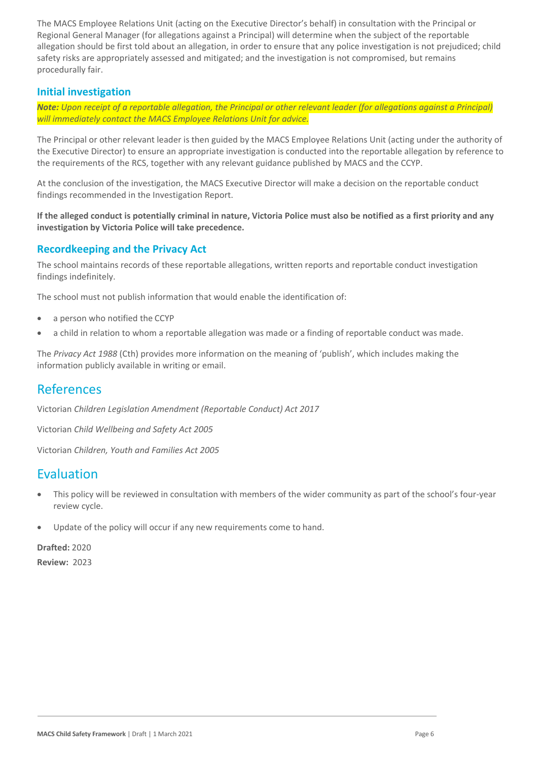The MACS Employee Relations Unit (acting on the Executive Director's behalf) in consultation with the Principal or Regional General Manager (for allegations against a Principal) will determine when the subject of the reportable allegation should be first told about an allegation, in order to ensure that any police investigation is not prejudiced; child safety risks are appropriately assessed and mitigated; and the investigation is not compromised, but remains procedurally fair.

### Initial investigation

***Note:*** *Upon receipt of a reportable allegation, the Principal or other relevant leader (for allegations against a Principal) will immediately contact the MACS Employee Relations Unit for advice.*

The Principal or other relevant leader is then guided by the MACS Employee Relations Unit (acting under the authority of the Executive Director) to ensure an appropriate investigation is conducted into the reportable allegation by reference to the requirements of the RCS, together with any relevant guidance published by MACS and the CCYP.

At the conclusion of the investigation, the MACS Executive Director will make a decision on the reportable conduct findings recommended in the Investigation Report.

**If the alleged conduct is potentially criminal in nature, Victoria Police must also be notified as a first priority and any investigation by Victoria Police will take precedence.**

### Recordkeeping and the Privacy Act

The school maintains records of these reportable allegations, written reports and reportable conduct investigation findings indefinitely.

The school must not publish information that would enable the identification of:

- a person who notified the CCYP
- a child in relation to whom a reportable allegation was made or a finding of reportable conduct was made.

The *Privacy Act 1988* (Cth) provides more information on the meaning of 'publish', which includes making the information publicly available in writing or email.

## References

Victorian *Children Legislation Amendment (Reportable Conduct) Act 2017*

Victorian *Child Wellbeing and Safety Act 2005*

Victorian *Children, Youth and Families Act 2005*

## Evaluation

- This policy will be reviewed in consultation with members of the wider community as part of the school's four-year review cycle.
- Update of the policy will occur if any new requirements come to hand.

**Drafted:** 2020

**Review:** 2023